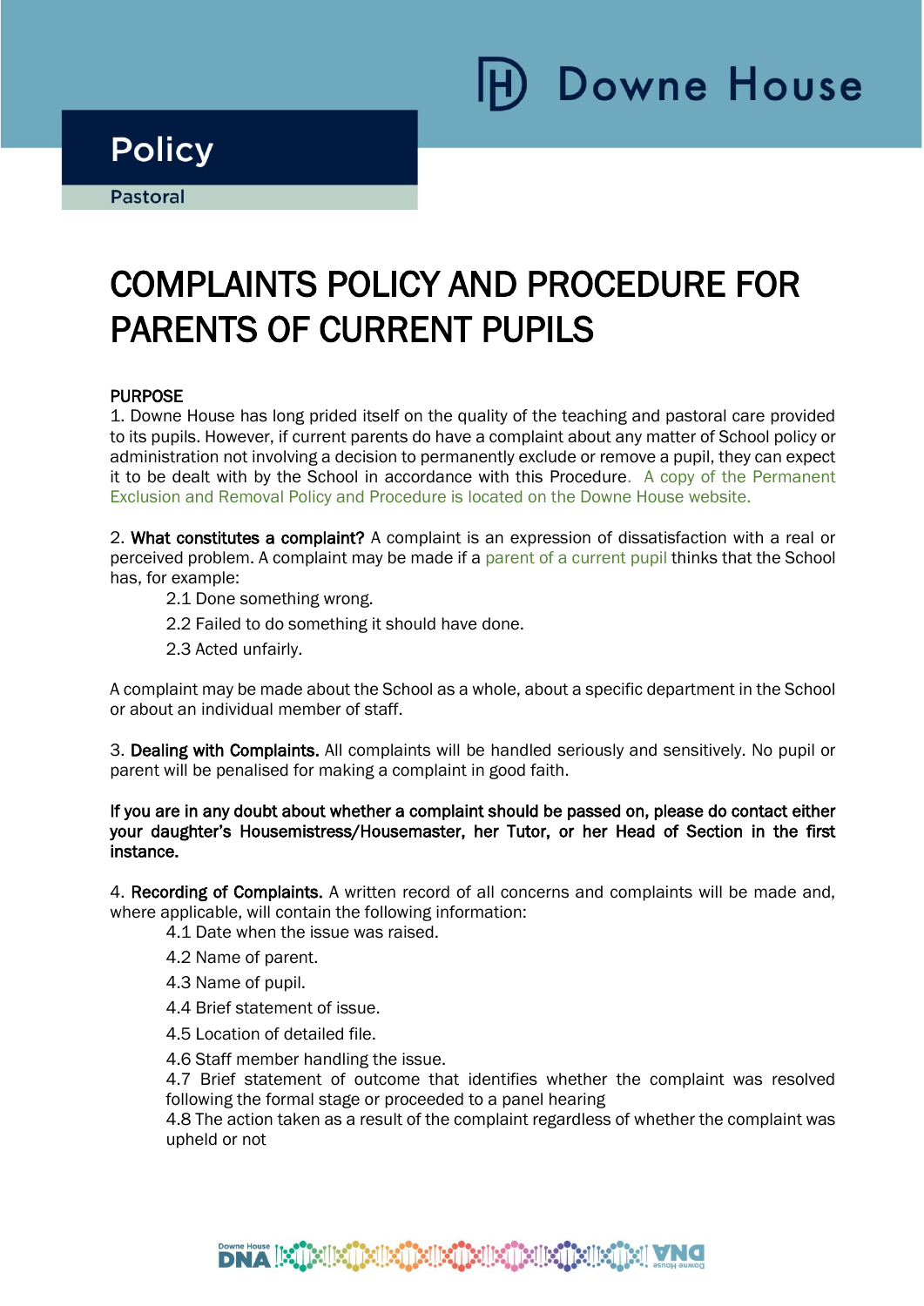Policy

Pastoral

# COMPLAINTS POLICY AND PROCEDURE FOR PARENTS OF CURRENT PUPILS

## PURPOSE

1. Downe House has long prided itself on the quality of the teaching and pastoral care provided to its pupils. However, if current parents do have a complaint about any matter of School policy or administration not involving a decision to permanently exclude or remove a pupil, they can expect it to be dealt with by the School in accordance with this Procedure. A copy of the Permanent Exclusion and Removal Policy and Procedure is located on the Downe House website.

2. **What constitutes a complaint?** A complaint is an expression of dissatisfaction with a real or perceived problem. A complaint may be made if a parent of a current pupil thinks that the School has, for example:

   2.1 Done something wrong.

   2.2 Failed to do something it should have done.

   2.3 Acted unfairly.

A complaint may be made about the School as a whole, about a specific department in the School or about an individual member of staff.

3. **Dealing with Complaints.** All complaints will be handled seriously and sensitively. No pupil or parent will be penalised for making a complaint in good faith.

**If you are in any doubt about whether a complaint should be passed on, please do contact either your daughter's Housemistress/Housemaster, her Tutor, or her Head of Section in the first instance.**

4. **Recording of Complaints.** A written record of all concerns and complaints will be made and, where applicable, will contain the following information:

   4.1 Date when the issue was raised.

   4.2 Name of parent.

   4.3 Name of pupil.

   4.4 Brief statement of issue.

   4.5 Location of detailed file.

   4.6 Staff member handling the issue.

   4.7 Brief statement of outcome that identifies whether the complaint was resolved following the formal stage or proceeded to a panel hearing

   4.8 The action taken as a result of the complaint regardless of whether the complaint was upheld or not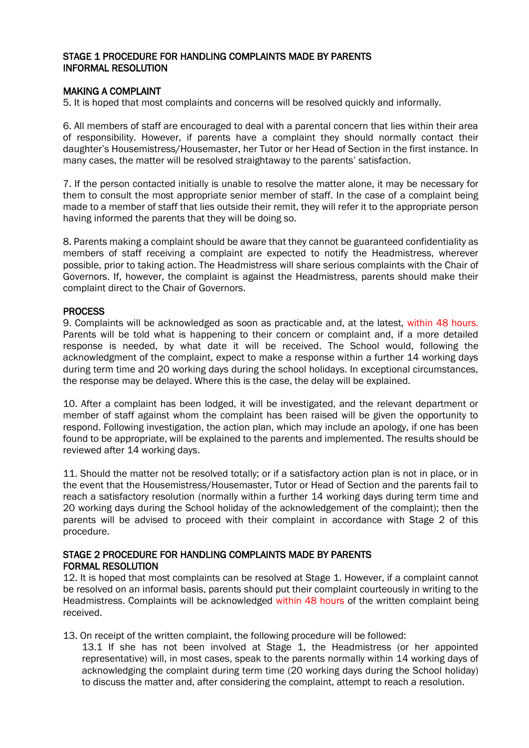## STAGE 1 PROCEDURE FOR HANDLING COMPLAINTS MADE BY PARENTS
## INFORMAL RESOLUTION

### MAKING A COMPLAINT

5. It is hoped that most complaints and concerns will be resolved quickly and informally.

6. All members of staff are encouraged to deal with a parental concern that lies within their area of responsibility. However, if parents have a complaint they should normally contact their daughter's Housemistress/Housemaster, her Tutor or her Head of Section in the first instance. In many cases, the matter will be resolved straightaway to the parents' satisfaction.

7. If the person contacted initially is unable to resolve the matter alone, it may be necessary for them to consult the most appropriate senior member of staff. In the case of a complaint being made to a member of staff that lies outside their remit, they will refer it to the appropriate person having informed the parents that they will be doing so.

8. Parents making a complaint should be aware that they cannot be guaranteed confidentiality as members of staff receiving a complaint are expected to notify the Headmistress, wherever possible, prior to taking action. The Headmistress will share serious complaints with the Chair of Governors. If, however, the complaint is against the Headmistress, parents should make their complaint direct to the Chair of Governors.

### PROCESS

9. Complaints will be acknowledged as soon as practicable and, at the latest, within 48 hours. Parents will be told what is happening to their concern or complaint and, if a more detailed response is needed, by what date it will be received. The School would, following the acknowledgment of the complaint, expect to make a response within a further 14 working days during term time and 20 working days during the school holidays. In exceptional circumstances, the response may be delayed. Where this is the case, the delay will be explained.

10. After a complaint has been lodged, it will be investigated, and the relevant department or member of staff against whom the complaint has been raised will be given the opportunity to respond. Following investigation, the action plan, which may include an apology, if one has been found to be appropriate, will be explained to the parents and implemented. The results should be reviewed after 14 working days.

11. Should the matter not be resolved totally; or if a satisfactory action plan is not in place, or in the event that the Housemistress/Housemaster, Tutor or Head of Section and the parents fail to reach a satisfactory resolution (normally within a further 14 working days during term time and 20 working days during the School holiday of the acknowledgement of the complaint); then the parents will be advised to proceed with their complaint in accordance with Stage 2 of this procedure.

## STAGE 2 PROCEDURE FOR HANDLING COMPLAINTS MADE BY PARENTS
## FORMAL RESOLUTION

12. It is hoped that most complaints can be resolved at Stage 1. However, if a complaint cannot be resolved on an informal basis, parents should put their complaint courteously in writing to the Headmistress. Complaints will be acknowledged within 48 hours of the written complaint being received.

13. On receipt of the written complaint, the following procedure will be followed:

13.1 If she has not been involved at Stage 1, the Headmistress (or her appointed representative) will, in most cases, speak to the parents normally within 14 working days of acknowledging the complaint during term time (20 working days during the School holiday) to discuss the matter and, after considering the complaint, attempt to reach a resolution.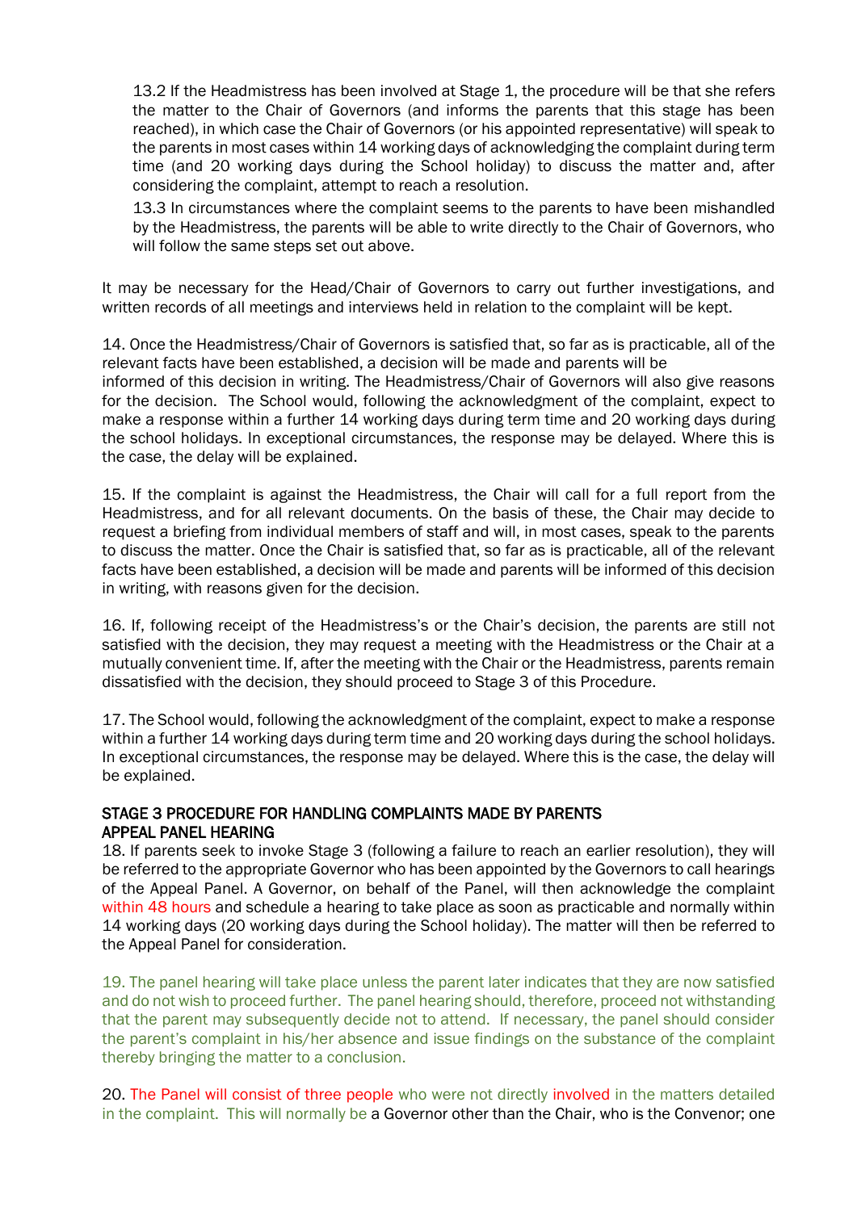13.2 If the Headmistress has been involved at Stage 1, the procedure will be that she refers the matter to the Chair of Governors (and informs the parents that this stage has been reached), in which case the Chair of Governors (or his appointed representative) will speak to the parents in most cases within 14 working days of acknowledging the complaint during term time (and 20 working days during the School holiday) to discuss the matter and, after considering the complaint, attempt to reach a resolution.

13.3 In circumstances where the complaint seems to the parents to have been mishandled by the Headmistress, the parents will be able to write directly to the Chair of Governors, who will follow the same steps set out above.

It may be necessary for the Head/Chair of Governors to carry out further investigations, and written records of all meetings and interviews held in relation to the complaint will be kept.

14. Once the Headmistress/Chair of Governors is satisfied that, so far as is practicable, all of the relevant facts have been established, a decision will be made and parents will be informed of this decision in writing. The Headmistress/Chair of Governors will also give reasons for the decision. The School would, following the acknowledgment of the complaint, expect to make a response within a further 14 working days during term time and 20 working days during the school holidays. In exceptional circumstances, the response may be delayed. Where this is the case, the delay will be explained.

15. If the complaint is against the Headmistress, the Chair will call for a full report from the Headmistress, and for all relevant documents. On the basis of these, the Chair may decide to request a briefing from individual members of staff and will, in most cases, speak to the parents to discuss the matter. Once the Chair is satisfied that, so far as is practicable, all of the relevant facts have been established, a decision will be made and parents will be informed of this decision in writing, with reasons given for the decision.

16. If, following receipt of the Headmistress's or the Chair's decision, the parents are still not satisfied with the decision, they may request a meeting with the Headmistress or the Chair at a mutually convenient time. If, after the meeting with the Chair or the Headmistress, parents remain dissatisfied with the decision, they should proceed to Stage 3 of this Procedure.

17. The School would, following the acknowledgment of the complaint, expect to make a response within a further 14 working days during term time and 20 working days during the school holidays. In exceptional circumstances, the response may be delayed. Where this is the case, the delay will be explained.

## STAGE 3 PROCEDURE FOR HANDLING COMPLAINTS MADE BY PARENTS
## APPEAL PANEL HEARING

18. If parents seek to invoke Stage 3 (following a failure to reach an earlier resolution), they will be referred to the appropriate Governor who has been appointed by the Governors to call hearings of the Appeal Panel. A Governor, on behalf of the Panel, will then acknowledge the complaint within 48 hours and schedule a hearing to take place as soon as practicable and normally within 14 working days (20 working days during the School holiday). The matter will then be referred to the Appeal Panel for consideration.

19. The panel hearing will take place unless the parent later indicates that they are now satisfied and do not wish to proceed further. The panel hearing should, therefore, proceed not withstanding that the parent may subsequently decide not to attend. If necessary, the panel should consider the parent's complaint in his/her absence and issue findings on the substance of the complaint thereby bringing the matter to a conclusion.

20. The Panel will consist of three people who were not directly involved in the matters detailed in the complaint. This will normally be a Governor other than the Chair, who is the Convenor; one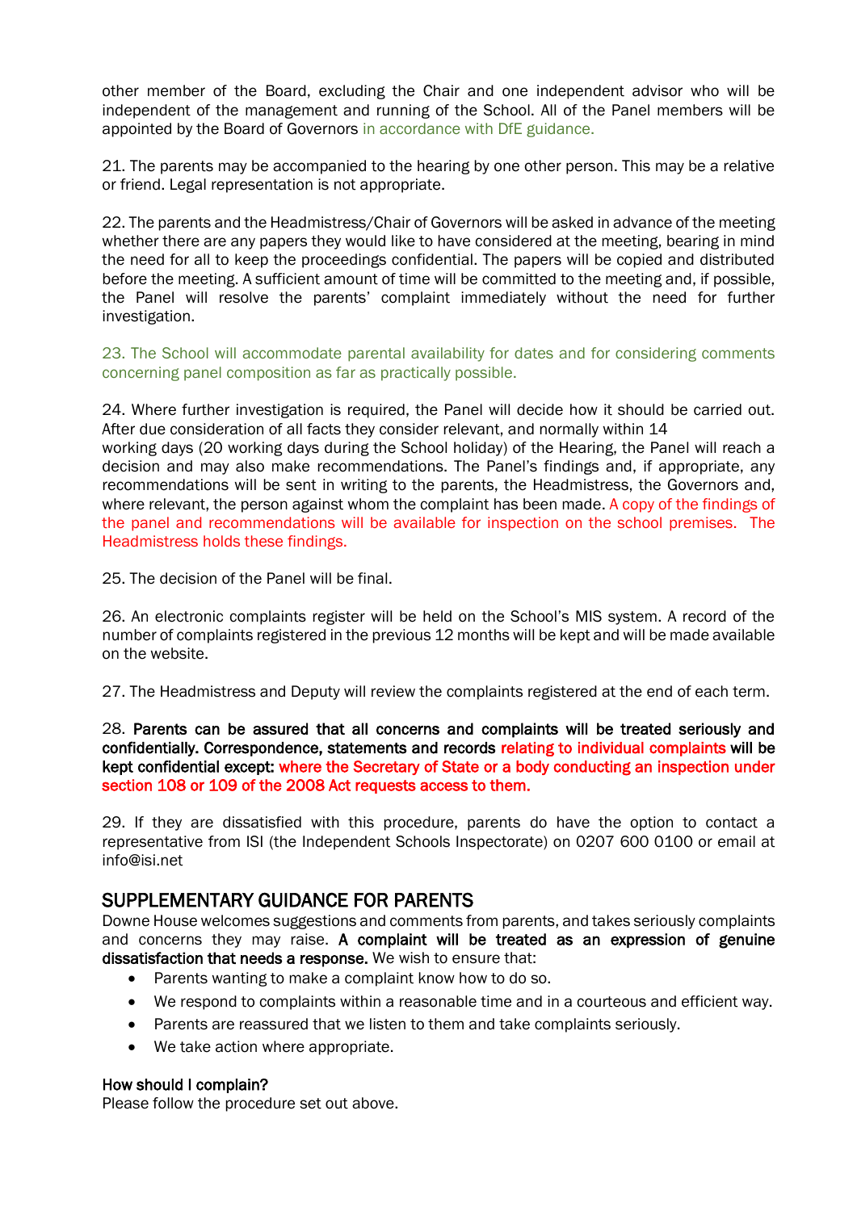other member of the Board, excluding the Chair and one independent advisor who will be independent of the management and running of the School. All of the Panel members will be appointed by the Board of Governors in accordance with DfE guidance.

21. The parents may be accompanied to the hearing by one other person. This may be a relative or friend. Legal representation is not appropriate.

22. The parents and the Headmistress/Chair of Governors will be asked in advance of the meeting whether there are any papers they would like to have considered at the meeting, bearing in mind the need for all to keep the proceedings confidential. The papers will be copied and distributed before the meeting. A sufficient amount of time will be committed to the meeting and, if possible, the Panel will resolve the parents' complaint immediately without the need for further investigation.

23. The School will accommodate parental availability for dates and for considering comments concerning panel composition as far as practically possible.

24. Where further investigation is required, the Panel will decide how it should be carried out. After due consideration of all facts they consider relevant, and normally within 14 working days (20 working days during the School holiday) of the Hearing, the Panel will reach a decision and may also make recommendations. The Panel's findings and, if appropriate, any recommendations will be sent in writing to the parents, the Headmistress, the Governors and, where relevant, the person against whom the complaint has been made. A copy of the findings of the panel and recommendations will be available for inspection on the school premises. The Headmistress holds these findings.

25. The decision of the Panel will be final.

26. An electronic complaints register will be held on the School's MIS system. A record of the number of complaints registered in the previous 12 months will be kept and will be made available on the website.

27. The Headmistress and Deputy will review the complaints registered at the end of each term.

28. **Parents can be assured that all concerns and complaints will be treated seriously and confidentially. Correspondence, statements and records relating to individual complaints will be kept confidential except: where the Secretary of State or a body conducting an inspection under section 108 or 109 of the 2008 Act requests access to them.**

29. If they are dissatisfied with this procedure, parents do have the option to contact a representative from ISI (the Independent Schools Inspectorate) on 0207 600 0100 or email at info@isi.net

## SUPPLEMENTARY GUIDANCE FOR PARENTS

Downe House welcomes suggestions and comments from parents, and takes seriously complaints and concerns they may raise. **A complaint will be treated as an expression of genuine dissatisfaction that needs a response.** We wish to ensure that:

- Parents wanting to make a complaint know how to do so.
- We respond to complaints within a reasonable time and in a courteous and efficient way.
- Parents are reassured that we listen to them and take complaints seriously.
- We take action where appropriate.

**How should I complain?**
Please follow the procedure set out above.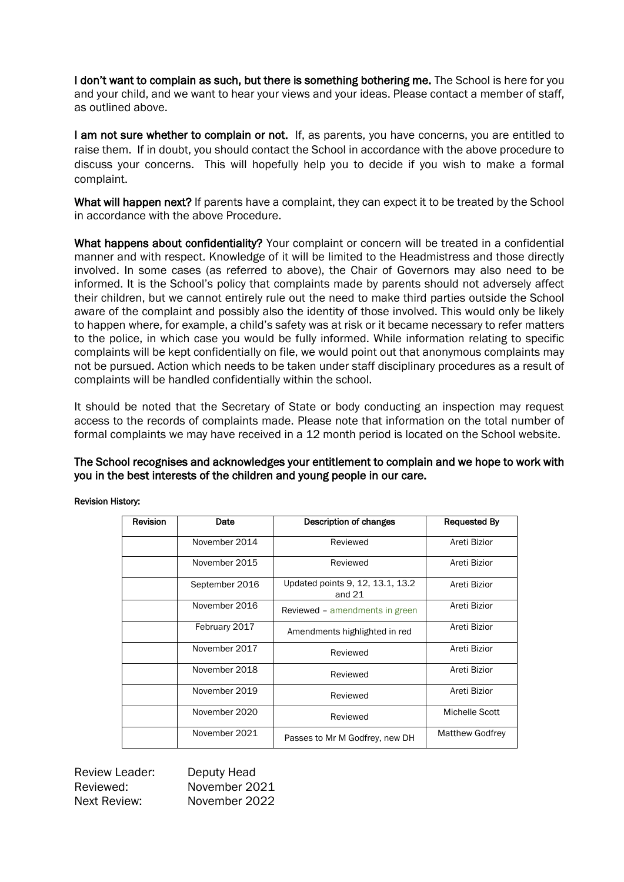**I don't want to complain as such, but there is something bothering me.** The School is here for you and your child, and we want to hear your views and your ideas. Please contact a member of staff, as outlined above.

**I am not sure whether to complain or not.** If, as parents, you have concerns, you are entitled to raise them. If in doubt, you should contact the School in accordance with the above procedure to discuss your concerns. This will hopefully help you to decide if you wish to make a formal complaint.

**What will happen next?** If parents have a complaint, they can expect it to be treated by the School in accordance with the above Procedure.

**What happens about confidentiality?** Your complaint or concern will be treated in a confidential manner and with respect. Knowledge of it will be limited to the Headmistress and those directly involved. In some cases (as referred to above), the Chair of Governors may also need to be informed. It is the School's policy that complaints made by parents should not adversely affect their children, but we cannot entirely rule out the need to make third parties outside the School aware of the complaint and possibly also the identity of those involved. This would only be likely to happen where, for example, a child's safety was at risk or it became necessary to refer matters to the police, in which case you would be fully informed. While information relating to specific complaints will be kept confidentially on file, we would point out that anonymous complaints may not be pursued. Action which needs to be taken under staff disciplinary procedures as a result of complaints will be handled confidentially within the school.

It should be noted that the Secretary of State or body conducting an inspection may request access to the records of complaints made. Please note that information on the total number of formal complaints we may have received in a 12 month period is located on the School website.

**The School recognises and acknowledges your entitlement to complain and we hope to work with you in the best interests of the children and young people in our care.**

**Revision History:**

| Revision | Date | Description of changes | Requested By |
|---|---|---|---|
| | November 2014 | Reviewed | Areti Bizior |
| | November 2015 | Reviewed | Areti Bizior |
| | September 2016 | Updated points 9, 12, 13.1, 13.2 and 21 | Areti Bizior |
| | November 2016 | Reviewed – amendments in green | Areti Bizior |
| | February 2017 | Amendments highlighted in red | Areti Bizior |
| | November 2017 | Reviewed | Areti Bizior |
| | November 2018 | Reviewed | Areti Bizior |
| | November 2019 | Reviewed | Areti Bizior |
| | November 2020 | Reviewed | Michelle Scott |
| | November 2021 | Passes to Mr M Godfrey, new DH | Matthew Godfrey |

Review Leader: Deputy Head
Reviewed: November 2021
Next Review: November 2022